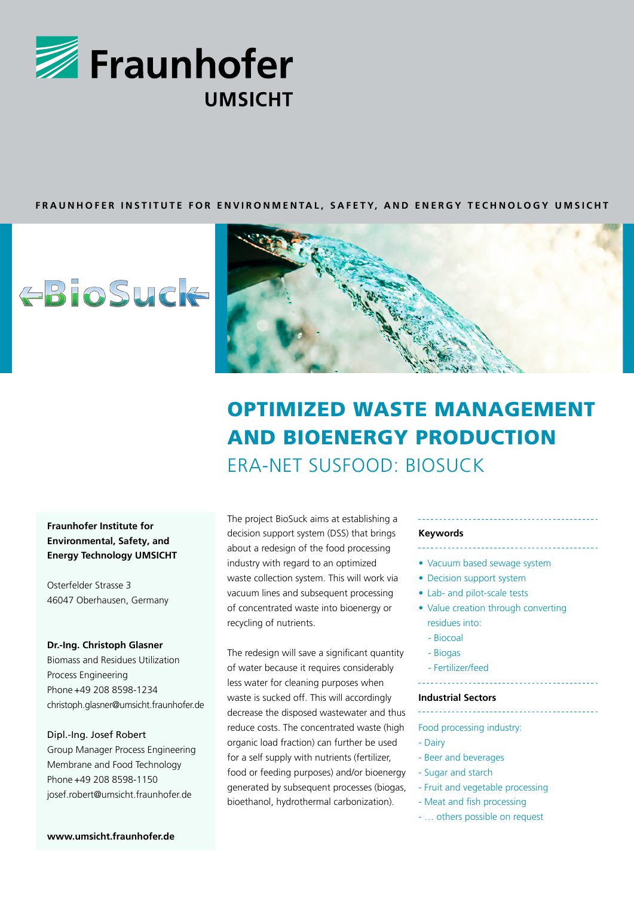Fraunhofer UMSICHT

FRAUNHOFER INSTITUTE FOR ENVIRONMENTAL, SAFETY, AND ENERGY TECHNOLOGY UMSICHT

BioSuck

# OPTIMIZED WASTE MANAGEMENT AND BIOENERGY PRODUCTION

## ERA-NET SUSFOOD: BIOSUCK

The project BioSuck aims at establishing a decision support system (DSS) that brings about a redesign of the food processing industry with regard to an optimized waste collection system. This will work via vacuum lines and subsequent processing of concentrated waste into bioenergy or recycling of nutrients.

The redesign will save a significant quantity of water because it requires considerably less water for cleaning purposes when waste is sucked off. This will accordingly decrease the disposed wastewater and thus reduce costs. The concentrated waste (high organic load fraction) can further be used for a self supply with nutrients (fertilizer, food or feeding purposes) and/or bioenergy generated by subsequent processes (biogas, bioethanol, hydrothermal carbonization).

**Keywords**

- Vacuum based sewage system
- Decision support system
- Lab- and pilot-scale tests
- Value creation through converting residues into:
  - Biocoal
  - Biogas
  - Fertilizer/feed

**Industrial Sectors**

Food processing industry:
- Dairy
- Beer and beverages
- Sugar and starch
- Fruit and vegetable processing
- Meat and fish processing
- … others possible on request

**Fraunhofer Institute for Environmental, Safety, and Energy Technology UMSICHT**

Osterfelder Strasse 3
46047 Oberhausen, Germany

**Dr.-Ing. Christoph Glasner**
Biomass and Residues Utilization
Process Engineering
Phone +49 208 8598-1234
christoph.glasner@umsicht.fraunhofer.de

Dipl.-Ing. Josef Robert
Group Manager Process Engineering
Membrane and Food Technology
Phone +49 208 8598-1150
josef.robert@umsicht.fraunhofer.de

**www.umsicht.fraunhofer.de**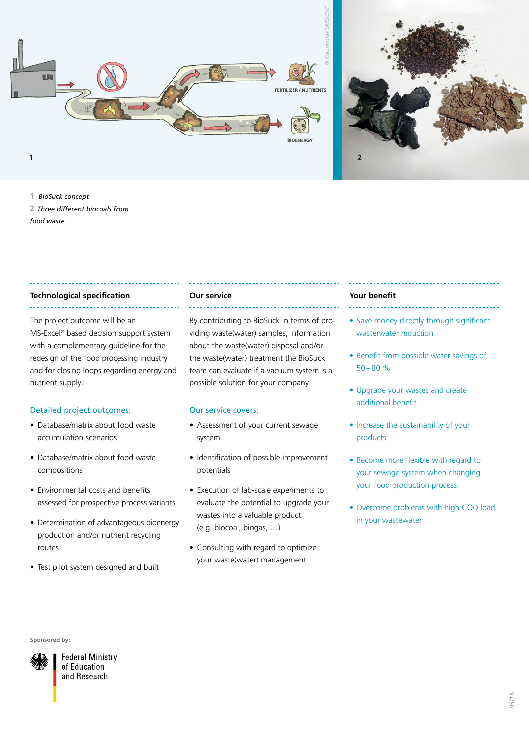1 *BioSuck concept*

2 *Three different biocoals from food waste*

## Technological specification

The project outcome will be an MS-Excel® based decision support system with a complementary guideline for the redesign of the food processing industry and for closing loops regarding energy and nutrient supply.

### Detailed project outcomes:

- Database/matrix about food waste accumulation scenarios
- Database/matrix about food waste compositions
- Environmental costs and benefits assessed for prospective process variants
- Determination of advantageous bioenergy production and/or nutrient recycling routes
- Test pilot system designed and built

## Our service

By contributing to BioSuck in terms of providing waste(water) samples, information about the waste(water) disposal and/or the waste(water) treatment the BioSuck team can evaluate if a vacuum system is a possible solution for your company.

### Our service covers:

- Assessment of your current sewage system
- Identification of possible improvement potentials
- Execution of lab-scale experiments to evaluate the potential to upgrade your wastes into a valuable product (e.g. biocoal, biogas, …)
- Consulting with regard to optimize your waste(water) management

## Your benefit

- Save money directly through significant wastewater reduction
- Benefit from possible water savings of 50–80 %
- Upgrade your wastes and create additional benefit
- Increase the sustainability of your products
- Become more flexible with regard to your sewage system when changing your food production process
- Overcome problems with high COD load in your wastewater

**Sponsored by:**

Federal Ministry of Education and Research

05/16